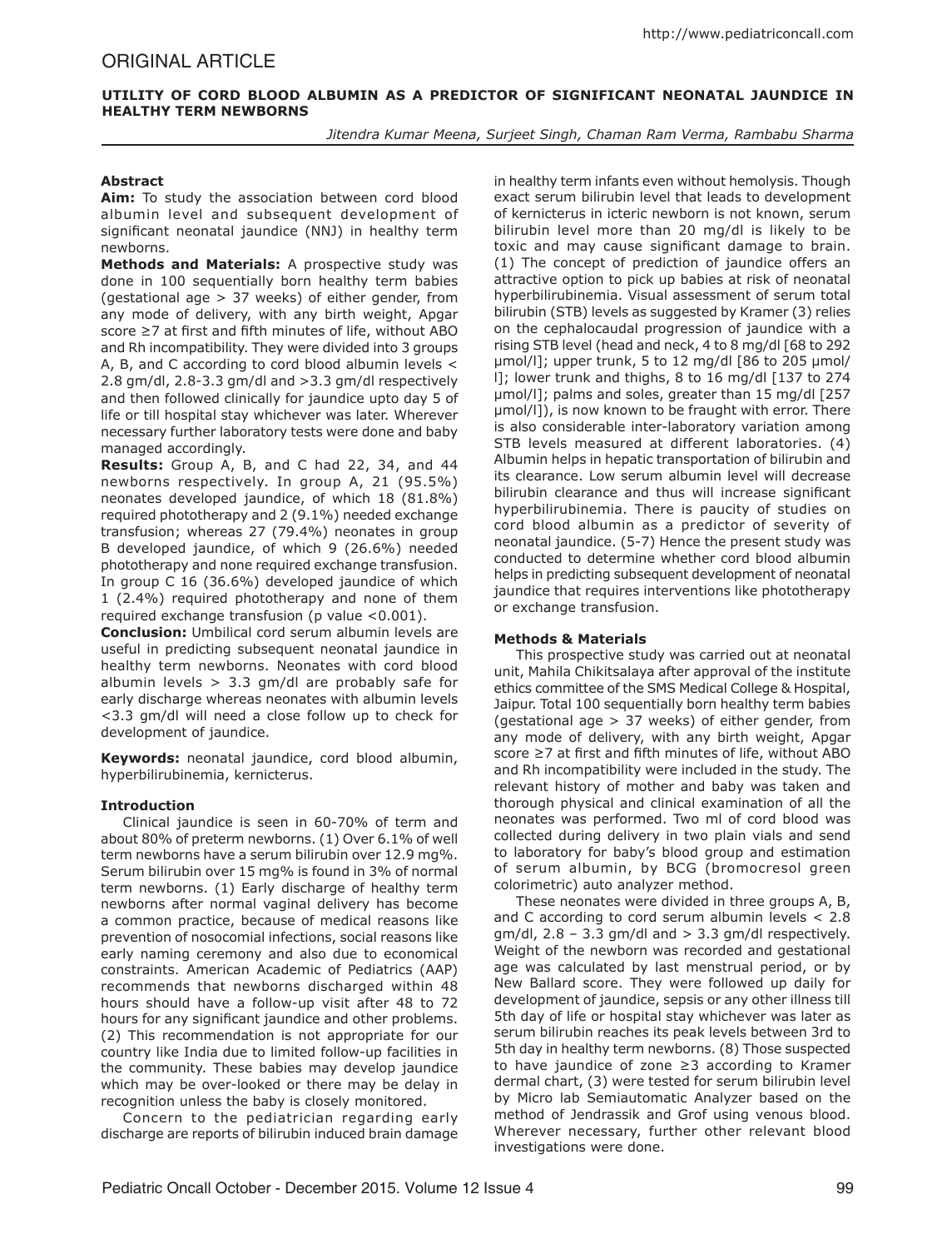ORIGINAL ARTICLE

# UTILITY OF CORD BLOOD ALBUMIN AS A PREDICTOR OF SIGNIFICANT NEONATAL JAUNDICE IN HEALTHY TERM NEWBORNS

*Jitendra Kumar Meena, Surjeet Singh, Chaman Ram Verma, Rambabu Sharma*

## Abstract

**Aim:** To study the association between cord blood albumin level and subsequent development of significant neonatal jaundice (NNJ) in healthy term newborns.

**Methods and Materials:** A prospective study was done in 100 sequentially born healthy term babies (gestational age > 37 weeks) of either gender, from any mode of delivery, with any birth weight, Apgar score ≥7 at first and fifth minutes of life, without ABO and Rh incompatibility. They were divided into 3 groups A, B, and C according to cord blood albumin levels < 2.8 gm/dl, 2.8-3.3 gm/dl and >3.3 gm/dl respectively and then followed clinically for jaundice upto day 5 of life or till hospital stay whichever was later. Wherever necessary further laboratory tests were done and baby managed accordingly.

**Results:** Group A, B, and C had 22, 34, and 44 newborns respectively. In group A, 21 (95.5%) neonates developed jaundice, of which 18 (81.8%) required phototherapy and 2 (9.1%) needed exchange transfusion; whereas 27 (79.4%) neonates in group B developed jaundice, of which 9 (26.6%) needed phototherapy and none required exchange transfusion. In group C 16 (36.6%) developed jaundice of which 1 (2.4%) required phototherapy and none of them required exchange transfusion (p value <0.001).

**Conclusion:** Umbilical cord serum albumin levels are useful in predicting subsequent neonatal jaundice in healthy term newborns. Neonates with cord blood albumin levels > 3.3 gm/dl are probably safe for early discharge whereas neonates with albumin levels <3.3 gm/dl will need a close follow up to check for development of jaundice.

**Keywords:** neonatal jaundice, cord blood albumin, hyperbilirubinemia, kernicterus.

## Introduction

Clinical jaundice is seen in 60-70% of term and about 80% of preterm newborns. (1) Over 6.1% of well term newborns have a serum bilirubin over 12.9 mg%. Serum bilirubin over 15 mg% is found in 3% of normal term newborns. (1) Early discharge of healthy term newborns after normal vaginal delivery has become a common practice, because of medical reasons like prevention of nosocomial infections, social reasons like early naming ceremony and also due to economical constraints. American Academic of Pediatrics (AAP) recommends that newborns discharged within 48 hours should have a follow-up visit after 48 to 72 hours for any significant jaundice and other problems. (2) This recommendation is not appropriate for our country like India due to limited follow-up facilities in the community. These babies may develop jaundice which may be over-looked or there may be delay in recognition unless the baby is closely monitored.

Concern to the pediatrician regarding early discharge are reports of bilirubin induced brain damage in healthy term infants even without hemolysis. Though exact serum bilirubin level that leads to development of kernicterus in icteric newborn is not known, serum bilirubin level more than 20 mg/dl is likely to be toxic and may cause significant damage to brain. (1) The concept of prediction of jaundice offers an attractive option to pick up babies at risk of neonatal hyperbilirubinemia. Visual assessment of serum total bilirubin (STB) levels as suggested by Kramer (3) relies on the cephalocaudal progression of jaundice with a rising STB level (head and neck, 4 to 8 mg/dl [68 to 292 μmol/l]; upper trunk, 5 to 12 mg/dl [86 to 205 μmol/l]; lower trunk and thighs, 8 to 16 mg/dl [137 to 274 μmol/l]; palms and soles, greater than 15 mg/dl [257 μmol/l]), is now known to be fraught with error. There is also considerable inter-laboratory variation among STB levels measured at different laboratories. (4) Albumin helps in hepatic transportation of bilirubin and its clearance. Low serum albumin level will decrease bilirubin clearance and thus will increase significant hyperbilirubinemia. There is paucity of studies on cord blood albumin as a predictor of severity of neonatal jaundice. (5-7) Hence the present study was conducted to determine whether cord blood albumin helps in predicting subsequent development of neonatal jaundice that requires interventions like phototherapy or exchange transfusion.

## Methods & Materials

This prospective study was carried out at neonatal unit, Mahila Chikitsalaya after approval of the institute ethics committee of the SMS Medical College & Hospital, Jaipur. Total 100 sequentially born healthy term babies (gestational age > 37 weeks) of either gender, from any mode of delivery, with any birth weight, Apgar score ≥7 at first and fifth minutes of life, without ABO and Rh incompatibility were included in the study. The relevant history of mother and baby was taken and thorough physical and clinical examination of all the neonates was performed. Two ml of cord blood was collected during delivery in two plain vials and send to laboratory for baby's blood group and estimation of serum albumin, by BCG (bromocresol green colorimetric) auto analyzer method.

These neonates were divided in three groups A, B, and C according to cord serum albumin levels < 2.8 gm/dl, 2.8 – 3.3 gm/dl and > 3.3 gm/dl respectively. Weight of the newborn was recorded and gestational age was calculated by last menstrual period, or by New Ballard score. They were followed up daily for development of jaundice, sepsis or any other illness till 5th day of life or hospital stay whichever was later as serum bilirubin reaches its peak levels between 3rd to 5th day in healthy term newborns. (8) Those suspected to have jaundice of zone ≥3 according to Kramer dermal chart, (3) were tested for serum bilirubin level by Micro lab Semiautomatic Analyzer based on the method of Jendrassik and Grof using venous blood. Wherever necessary, further other relevant blood investigations were done.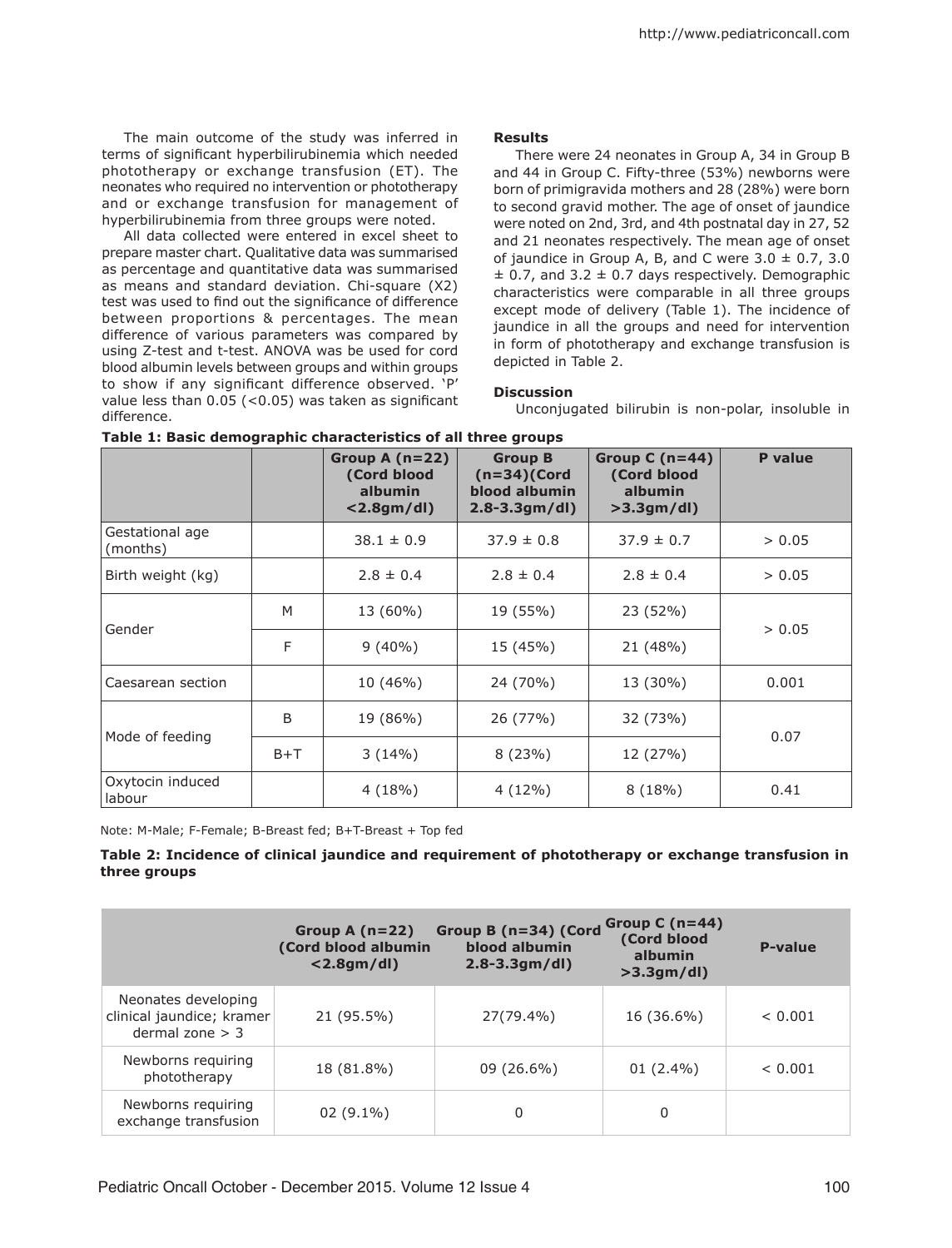The main outcome of the study was inferred in terms of significant hyperbilirubinemia which needed phototherapy or exchange transfusion (ET). The neonates who required no intervention or phototherapy and or exchange transfusion for management of hyperbilirubinemia from three groups were noted.

All data collected were entered in excel sheet to prepare master chart. Qualitative data was summarised as percentage and quantitative data was summarised as means and standard deviation. Chi-square (X2) test was used to find out the significance of difference between proportions & percentages. The mean difference of various parameters was compared by using Z-test and t-test. ANOVA was be used for cord blood albumin levels between groups and within groups to show if any significant difference observed. 'P' value less than 0.05 (<0.05) was taken as significant difference.

**Results**

There were 24 neonates in Group A, 34 in Group B and 44 in Group C. Fifty-three (53%) newborns were born of primigravida mothers and 28 (28%) were born to second gravid mother. The age of onset of jaundice were noted on 2nd, 3rd, and 4th postnatal day in 27, 52 and 21 neonates respectively. The mean age of onset of jaundice in Group A, B, and C were 3.0 ± 0.7, 3.0 ± 0.7, and 3.2 ± 0.7 days respectively. Demographic characteristics were comparable in all three groups except mode of delivery (Table 1). The incidence of jaundice in all the groups and need for intervention in form of phototherapy and exchange transfusion is depicted in Table 2.

**Discussion**

Unconjugated bilirubin is non-polar, insoluble in

**Table 1: Basic demographic characteristics of all three groups**

| | | Group A (n=22) (Cord blood albumin <2.8gm/dl) | Group B (n=34)(Cord blood albumin 2.8-3.3gm/dl) | Group C (n=44) (Cord blood albumin >3.3gm/dl) | P value |
|---|---|---|---|---|---|
| Gestational age (months) | | 38.1 ± 0.9 | 37.9 ± 0.8 | 37.9 ± 0.7 | > 0.05 |
| Birth weight (kg) | | 2.8 ± 0.4 | 2.8 ± 0.4 | 2.8 ± 0.4 | > 0.05 |
| Gender | M | 13 (60%) | 19 (55%) | 23 (52%) | > 0.05 |
| | F | 9 (40%) | 15 (45%) | 21 (48%) | |
| Caesarean section | | 10 (46%) | 24 (70%) | 13 (30%) | 0.001 |
| Mode of feeding | B | 19 (86%) | 26 (77%) | 32 (73%) | 0.07 |
| | B+T | 3 (14%) | 8 (23%) | 12 (27%) | |
| Oxytocin induced labour | | 4 (18%) | 4 (12%) | 8 (18%) | 0.41 |

Note: M-Male; F-Female; B-Breast fed; B+T-Breast + Top fed

**Table 2: Incidence of clinical jaundice and requirement of phototherapy or exchange transfusion in three groups**

| | Group A (n=22) (Cord blood albumin <2.8gm/dl) | Group B (n=34) (Cord blood albumin 2.8-3.3gm/dl) | Group C (n=44) (Cord blood albumin >3.3gm/dl) | P-value |
|---|---|---|---|---|
| Neonates developing clinical jaundice; kramer dermal zone > 3 | 21 (95.5%) | 27(79.4%) | 16 (36.6%) | < 0.001 |
| Newborns requiring phototherapy | 18 (81.8%) | 09 (26.6%) | 01 (2.4%) | < 0.001 |
| Newborns requiring exchange transfusion | 02 (9.1%) | 0 | 0 | |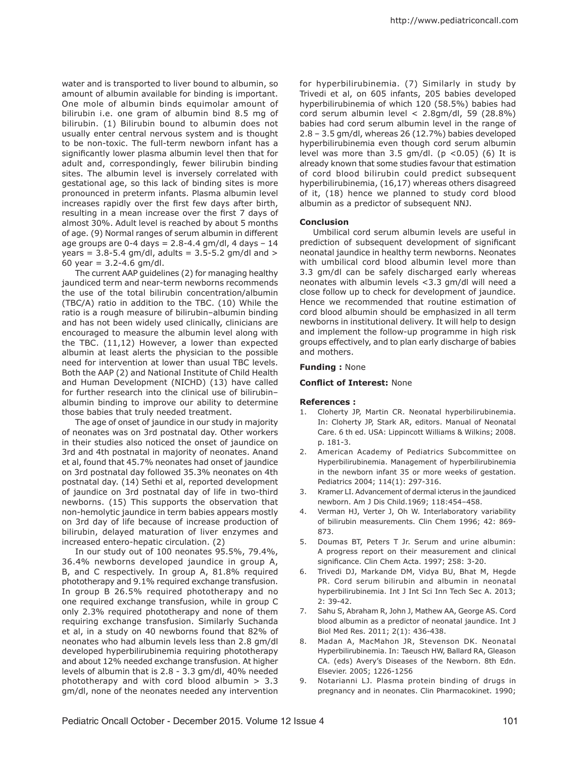water and is transported to liver bound to albumin, so amount of albumin available for binding is important. One mole of albumin binds equimolar amount of bilirubin i.e. one gram of albumin bind 8.5 mg of bilirubin. (1) Bilirubin bound to albumin does not usually enter central nervous system and is thought to be non-toxic. The full-term newborn infant has a significantly lower plasma albumin level then that for adult and, correspondingly, fewer bilirubin binding sites. The albumin level is inversely correlated with gestational age, so this lack of binding sites is more pronounced in preterm infants. Plasma albumin level increases rapidly over the first few days after birth, resulting in a mean increase over the first 7 days of almost 30%. Adult level is reached by about 5 months of age. (9) Normal ranges of serum albumin in different age groups are 0-4 days = 2.8-4.4 gm/dl, 4 days – 14 years = 3.8-5.4 gm/dl, adults = 3.5-5.2 gm/dl and > 60 year = 3.2-4.6 gm/dl.

The current AAP guidelines (2) for managing healthy jaundiced term and near-term newborns recommends the use of the total bilirubin concentration/albumin (TBC/A) ratio in addition to the TBC. (10) While the ratio is a rough measure of bilirubin–albumin binding and has not been widely used clinically, clinicians are encouraged to measure the albumin level along with the TBC. (11,12) However, a lower than expected albumin at least alerts the physician to the possible need for intervention at lower than usual TBC levels. Both the AAP (2) and National Institute of Child Health and Human Development (NICHD) (13) have called for further research into the clinical use of bilirubin–albumin binding to improve our ability to determine those babies that truly needed treatment.

The age of onset of jaundice in our study in majority of neonates was on 3rd postnatal day. Other workers in their studies also noticed the onset of jaundice on 3rd and 4th postnatal in majority of neonates. Anand et al, found that 45.7% neonates had onset of jaundice on 3rd postnatal day followed 35.3% neonates on 4th postnatal day. (14) Sethi et al, reported development of jaundice on 3rd postnatal day of life in two-third newborns. (15) This supports the observation that non-hemolytic jaundice in term babies appears mostly on 3rd day of life because of increase production of bilirubin, delayed maturation of liver enzymes and increased entero-hepatic circulation. (2)

In our study out of 100 neonates 95.5%, 79.4%, 36.4% newborns developed jaundice in group A, B, and C respectively. In group A, 81.8% required phototherapy and 9.1% required exchange transfusion. In group B 26.5% required phototherapy and no one required exchange transfusion, while in group C only 2.3% required phototherapy and none of them requiring exchange transfusion. Similarly Suchanda et al, in a study on 40 newborns found that 82% of neonates who had albumin levels less than 2.8 gm/dl developed hyperbilirubinemia requiring phototherapy and about 12% needed exchange transfusion. At higher levels of albumin that is 2.8 - 3.3 gm/dl, 40% needed phototherapy and with cord blood albumin > 3.3 gm/dl, none of the neonates needed any intervention for hyperbilirubinemia. (7) Similarly in study by Trivedi et al, on 605 infants, 205 babies developed hyperbilirubinemia of which 120 (58.5%) babies had cord serum albumin level < 2.8gm/dl, 59 (28.8%) babies had cord serum albumin level in the range of 2.8 – 3.5 gm/dl, whereas 26 (12.7%) babies developed hyperbilirubinemia even though cord serum albumin level was more than 3.5 gm/dl. ($p < 0.05$) (6) It is already known that some studies favour that estimation of cord blood bilirubin could predict subsequent hyperbilirubinemia, (16,17) whereas others disagreed of it, (18) hence we planned to study cord blood albumin as a predictor of subsequent NNJ.

### Conclusion

Umbilical cord serum albumin levels are useful in prediction of subsequent development of significant neonatal jaundice in healthy term newborns. Neonates with umbilical cord blood albumin level more than 3.3 gm/dl can be safely discharged early whereas neonates with albumin levels <3.3 gm/dl will need a close follow up to check for development of jaundice. Hence we recommended that routine estimation of cord blood albumin should be emphasized in all term newborns in institutional delivery. It will help to design and implement the follow-up programme in high risk groups effectively, and to plan early discharge of babies and mothers.

**Funding :** None

**Conflict of Interest:** None

### References :

1. Cloherty JP, Martin CR. Neonatal hyperbilirubinemia. In: Cloherty JP, Stark AR, editors. Manual of Neonatal Care. 6 th ed. USA: Lippincott Williams & Wilkins; 2008. p. 181-3.
2. American Academy of Pediatrics Subcommittee on Hyperbilirubinemia. Management of hyperbilirubinemia in the newborn infant 35 or more weeks of gestation. Pediatrics 2004; 114(1): 297-316.
3. Kramer LI. Advancement of dermal icterus in the jaundiced newborn. Am J Dis Child.1969; 118:454–458.
4. Verman HJ, Verter J, Oh W. Interlaboratory variability of bilirubin measurements. Clin Chem 1996; 42: 869-873.
5. Doumas BT, Peters T Jr. Serum and urine albumin: A progress report on their measurement and clinical significance. Clin Chem Acta. 1997; 258: 3-20.
6. Trivedi DJ, Markande DM, Vidya BU, Bhat M, Hegde PR. Cord serum bilirubin and albumin in neonatal hyperbilirubinemia. Int J Int Sci Inn Tech Sec A. 2013; 2: 39-42.
7. Sahu S, Abraham R, John J, Mathew AA, George AS. Cord blood albumin as a predictor of neonatal jaundice. Int J Biol Med Res. 2011; 2(1): 436-438.
8. Madan A, MacMahon JR, Stevenson DK. Neonatal Hyperbilirubinemia. In: Taeusch HW, Ballard RA, Gleason CA. (eds) Avery's Diseases of the Newborn. 8th Edn. Elsevier. 2005; 1226-1256
9. Notarianni LJ. Plasma protein binding of drugs in pregnancy and in neonates. Clin Pharmacokinet. 1990;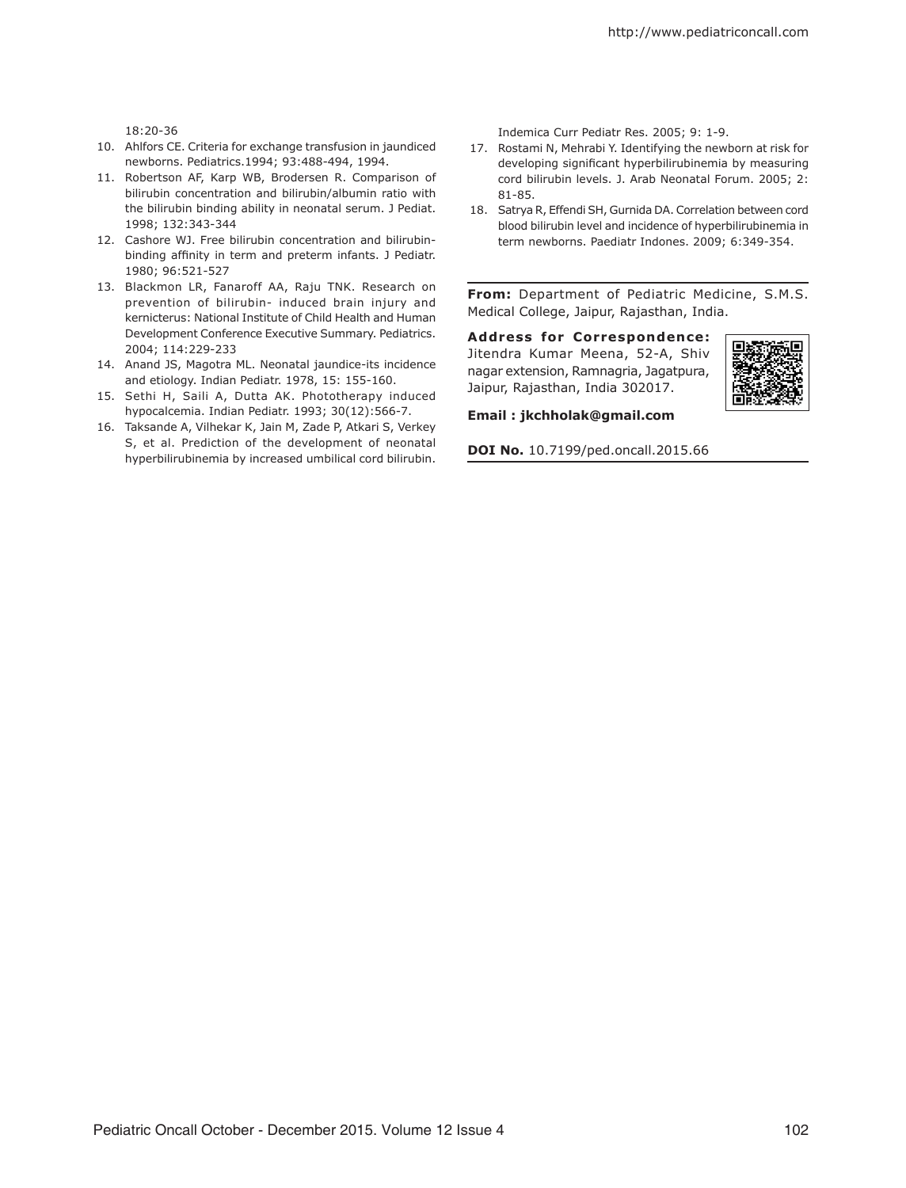18:20-36

10. Ahlfors CE. Criteria for exchange transfusion in jaundiced newborns. Pediatrics.1994; 93:488-494, 1994.
11. Robertson AF, Karp WB, Brodersen R. Comparison of bilirubin concentration and bilirubin/albumin ratio with the bilirubin binding ability in neonatal serum. J Pediat. 1998; 132:343-344
12. Cashore WJ. Free bilirubin concentration and bilirubin-binding affinity in term and preterm infants. J Pediatr. 1980; 96:521-527
13. Blackmon LR, Fanaroff AA, Raju TNK. Research on prevention of bilirubin- induced brain injury and kernicterus: National Institute of Child Health and Human Development Conference Executive Summary. Pediatrics. 2004; 114:229-233
14. Anand JS, Magotra ML. Neonatal jaundice-its incidence and etiology. Indian Pediatr. 1978, 15: 155-160.
15. Sethi H, Saili A, Dutta AK. Phototherapy induced hypocalcemia. Indian Pediatr. 1993; 30(12):566-7.
16. Taksande A, Vilhekar K, Jain M, Zade P, Atkari S, Verkey S, et al. Prediction of the development of neonatal hyperbilirubinemia by increased umbilical cord bilirubin. Indemica Curr Pediatr Res. 2005; 9: 1-9.
17. Rostami N, Mehrabi Y. Identifying the newborn at risk for developing significant hyperbilirubinemia by measuring cord bilirubin levels. J. Arab Neonatal Forum. 2005; 2: 81-85.
18. Satrya R, Effendi SH, Gurnida DA. Correlation between cord blood bilirubin level and incidence of hyperbilirubinemia in term newborns. Paediatr Indones. 2009; 6:349-354.

**From:** Department of Pediatric Medicine, S.M.S. Medical College, Jaipur, Rajasthan, India.

**Address for Correspondence:** Jitendra Kumar Meena, 52-A, Shiv nagar extension, Ramnagria, Jagatpura, Jaipur, Rajasthan, India 302017.

**Email : jkchholak@gmail.com**

**DOI No.** 10.7199/ped.oncall.2015.66